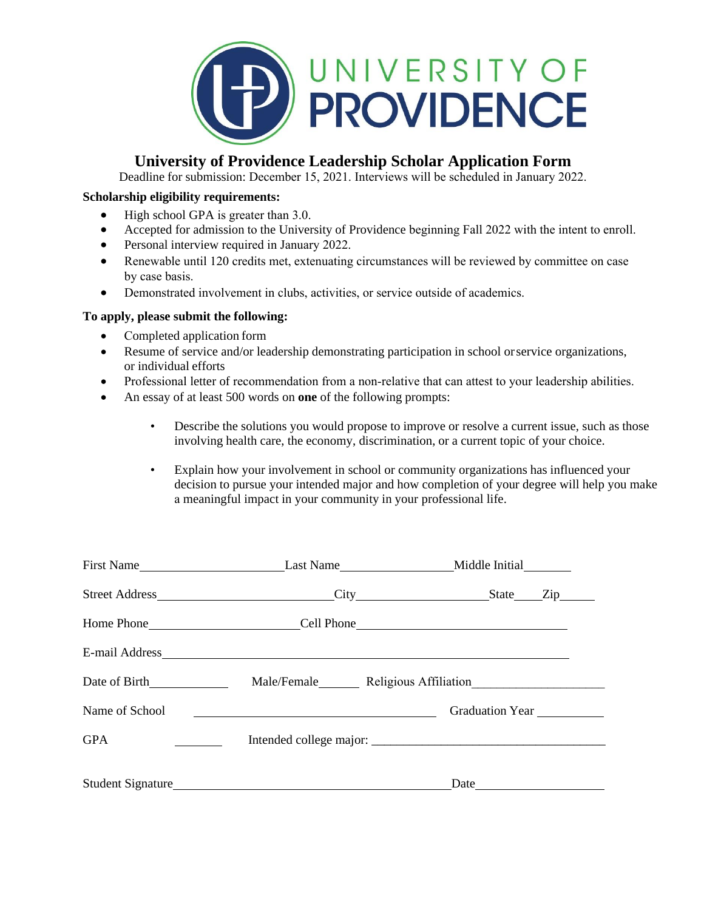# UNIVERSITY OF PROVIDENCE

## University of Providence Leadership Scholar Application Form

Deadline for submission: December 15, 2021. Interviews will be scheduled in January 2022.

**Scholarship eligibility requirements:**

- High school GPA is greater than 3.0.
- Accepted for admission to the University of Providence beginning Fall 2022 with the intent to enroll.
- Personal interview required in January 2022.
- Renewable until 120 credits met, extenuating circumstances will be reviewed by committee on case by case basis.
- Demonstrated involvement in clubs, activities, or service outside of academics.

**To apply, please submit the following:**

- Completed application form
- Resume of service and/or leadership demonstrating participation in school or service organizations, or individual efforts
- Professional letter of recommendation from a non-relative that can attest to your leadership abilities.
- An essay of at least 500 words on **one** of the following prompts:
    - Describe the solutions you would propose to improve or resolve a current issue, such as those involving health care, the economy, discrimination, or a current topic of your choice.
    - Explain how your involvement in school or community organizations has influenced your decision to pursue your intended major and how completion of your degree will help you make a meaningful impact in your community in your professional life.

First Name\_\_\_\_\_\_\_\_\_\_\_\_\_\_\_\_\_\_\_\_ Last Name\_\_\_\_\_\_\_\_\_\_\_\_\_\_\_\_ Middle Initial\_\_\_\_\_\_

Street Address\_\_\_\_\_\_\_\_\_\_\_\_\_\_\_\_\_\_\_\_\_\_\_\_ City\_\_\_\_\_\_\_\_\_\_\_\_\_\_\_\_\_\_ State\_\_\_\_ Zip\_\_\_\_\_

Home Phone\_\_\_\_\_\_\_\_\_\_\_\_\_\_\_\_\_\_\_\_\_ Cell Phone\_\_\_\_\_\_\_\_\_\_\_\_\_\_\_\_\_\_\_\_\_\_\_\_\_\_\_\_\_\_

E-mail Address\_\_\_\_\_\_\_\_\_\_\_\_\_\_\_\_\_\_\_\_\_\_\_\_\_\_\_\_\_\_\_\_\_\_\_\_\_\_\_\_\_\_\_\_\_\_\_\_\_\_\_\_\_\_\_\_\_\_

Date of Birth\_\_\_\_\_\_\_\_\_\_\_ Male/Female\_\_\_\_\_\_ Religious Affiliation\_\_\_\_\_\_\_\_\_\_\_\_\_\_\_\_\_\_

Name of School \_\_\_\_\_\_\_\_\_\_\_\_\_\_\_\_\_\_\_\_\_\_\_\_\_\_\_\_\_\_\_\_\_\_\_ Graduation Year \_\_\_\_\_\_\_\_\_

GPA \_\_\_\_\_\_\_ Intended college major: \_\_\_\_\_\_\_\_\_\_\_\_\_\_\_\_\_\_\_\_\_\_\_\_\_\_\_\_\_\_\_\_\_\_

Student Signature\_\_\_\_\_\_\_\_\_\_\_\_\_\_\_\_\_\_\_\_\_\_\_\_\_\_\_\_\_\_\_\_\_\_\_\_\_\_\_ Date\_\_\_\_\_\_\_\_\_\_\_\_\_\_\_\_\_\_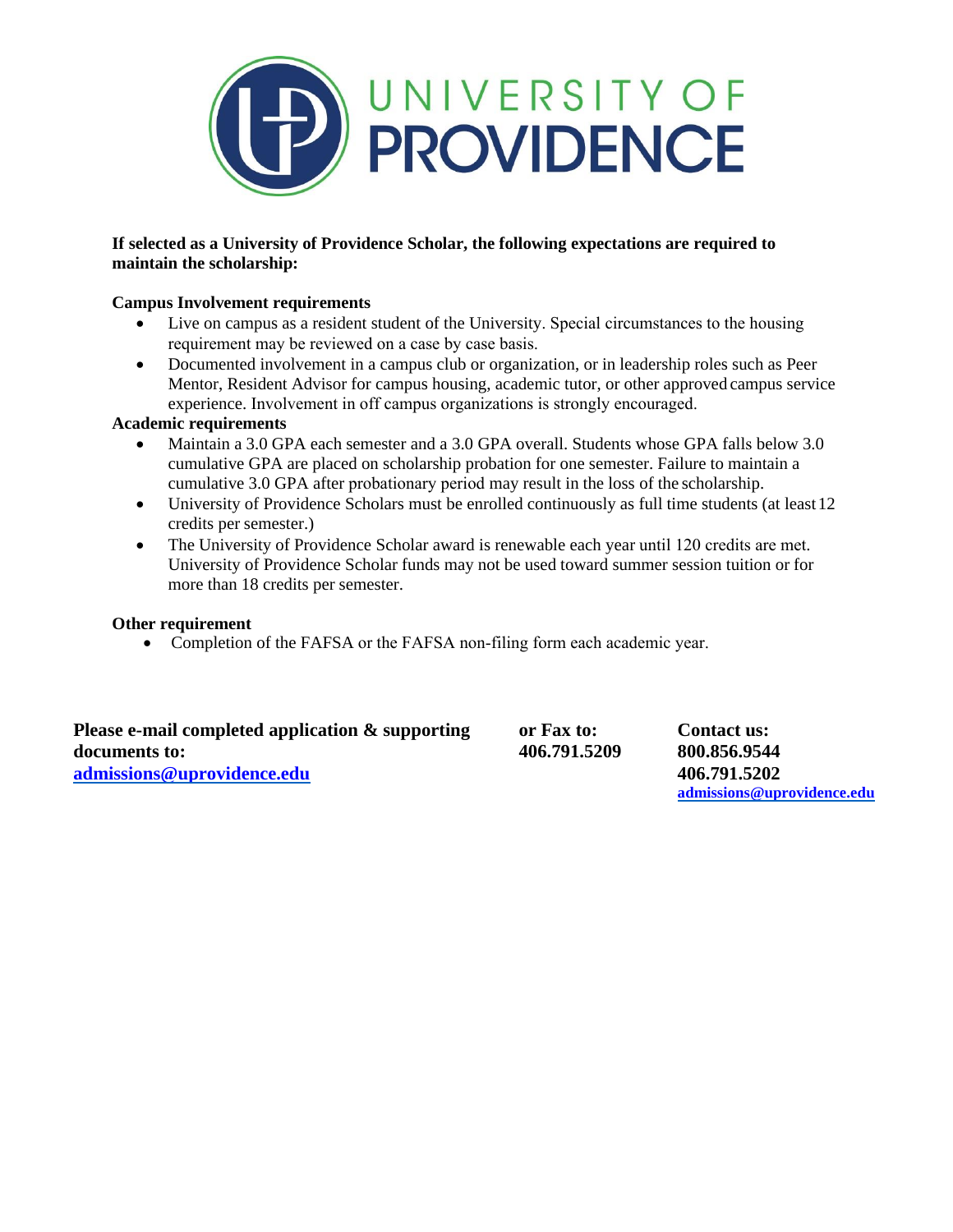# UNIVERSITY OF PROVIDENCE

**If selected as a University of Providence Scholar, the following expectations are required to maintain the scholarship:**

**Campus Involvement requirements**

- Live on campus as a resident student of the University. Special circumstances to the housing requirement may be reviewed on a case by case basis.
- Documented involvement in a campus club or organization, or in leadership roles such as Peer Mentor, Resident Advisor for campus housing, academic tutor, or other approved campus service experience. Involvement in off campus organizations is strongly encouraged.

**Academic requirements**

- Maintain a 3.0 GPA each semester and a 3.0 GPA overall. Students whose GPA falls below 3.0 cumulative GPA are placed on scholarship probation for one semester. Failure to maintain a cumulative 3.0 GPA after probationary period may result in the loss of the scholarship.
- University of Providence Scholars must be enrolled continuously as full time students (at least 12 credits per semester.)
- The University of Providence Scholar award is renewable each year until 120 credits are met. University of Providence Scholar funds may not be used toward summer session tuition or for more than 18 credits per semester.

**Other requirement**

- Completion of the FAFSA or the FAFSA non-filing form each academic year.

**Please e-mail completed application & supporting documents to:**
**admissions@uprovidence.edu**

**or Fax to:**
**406.791.5209**

**Contact us:**
**800.856.9544**
**406.791.5202**
**admissions@uprovidence.edu**